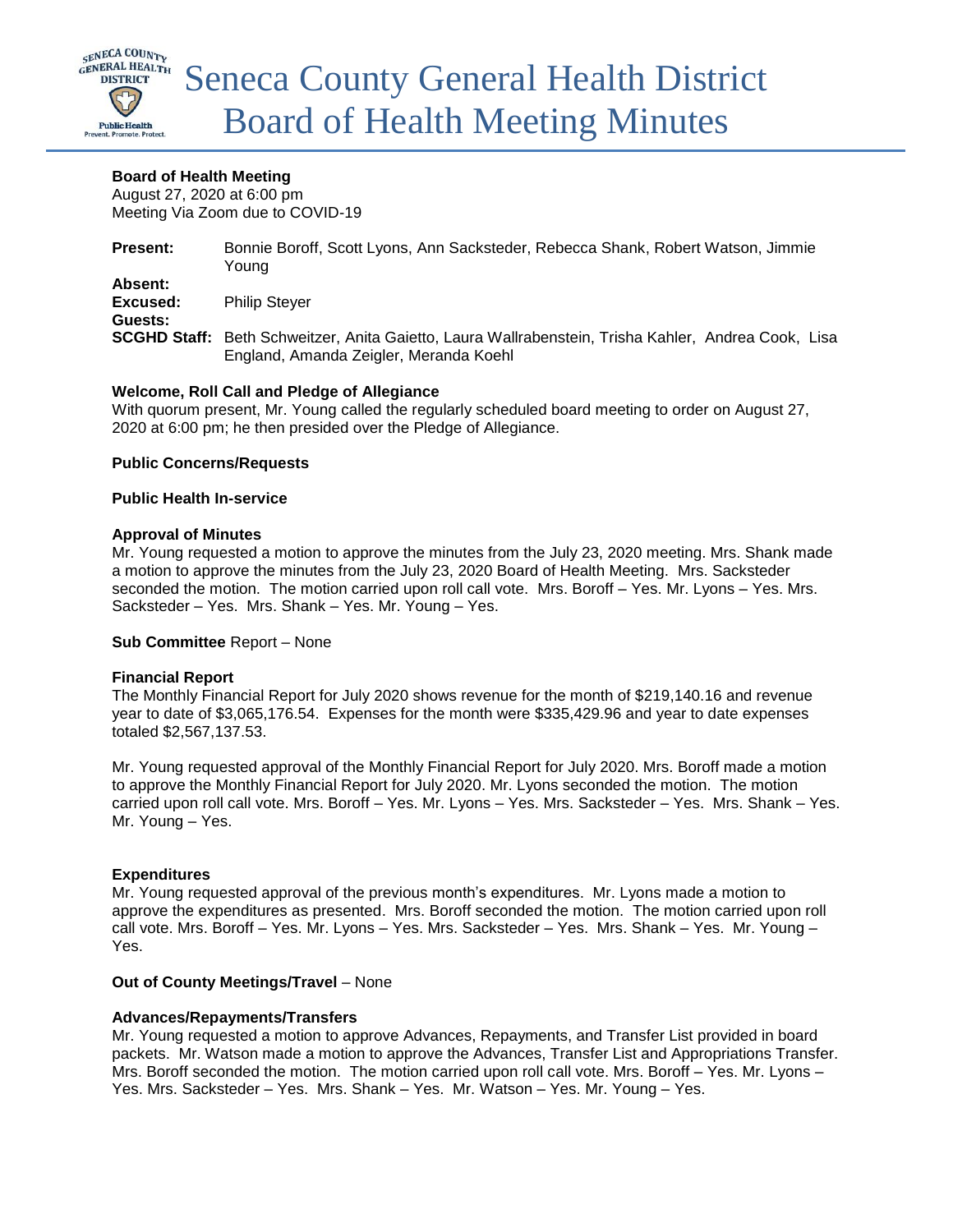# Seneca County General Health District Board of Health Meeting Minutes

**Board of Health Meeting**
August 27, 2020 at 6:00 pm
Meeting Via Zoom due to COVID-19

**Present:** Bonnie Boroff, Scott Lyons, Ann Sacksteder, Rebecca Shank, Robert Watson, Jimmie Young
**Absent:**
**Excused:** Philip Steyer
**Guests:**
**SCGHD Staff:** Beth Schweitzer, Anita Gaietto, Laura Wallrabenstein, Trisha Kahler, Andrea Cook, Lisa England, Amanda Zeigler, Meranda Koehl

**Welcome, Roll Call and Pledge of Allegiance**
With quorum present, Mr. Young called the regularly scheduled board meeting to order on August 27, 2020 at 6:00 pm; he then presided over the Pledge of Allegiance.

**Public Concerns/Requests**

**Public Health In-service**

**Approval of Minutes**
Mr. Young requested a motion to approve the minutes from the July 23, 2020 meeting. Mrs. Shank made a motion to approve the minutes from the July 23, 2020 Board of Health Meeting. Mrs. Sacksteder seconded the motion. The motion carried upon roll call vote. Mrs. Boroff – Yes. Mr. Lyons – Yes. Mrs. Sacksteder – Yes. Mrs. Shank – Yes. Mr. Young – Yes.

**Sub Committee** Report – None

**Financial Report**
The Monthly Financial Report for July 2020 shows revenue for the month of $219,140.16 and revenue year to date of $3,065,176.54. Expenses for the month were $335,429.96 and year to date expenses totaled $2,567,137.53.

Mr. Young requested approval of the Monthly Financial Report for July 2020. Mrs. Boroff made a motion to approve the Monthly Financial Report for July 2020. Mr. Lyons seconded the motion. The motion carried upon roll call vote. Mrs. Boroff – Yes. Mr. Lyons – Yes. Mrs. Sacksteder – Yes. Mrs. Shank – Yes. Mr. Young – Yes.

**Expenditures**
Mr. Young requested approval of the previous month's expenditures. Mr. Lyons made a motion to approve the expenditures as presented. Mrs. Boroff seconded the motion. The motion carried upon roll call vote. Mrs. Boroff – Yes. Mr. Lyons – Yes. Mrs. Sacksteder – Yes. Mrs. Shank – Yes. Mr. Young – Yes.

**Out of County Meetings/Travel** – None

**Advances/Repayments/Transfers**
Mr. Young requested a motion to approve Advances, Repayments, and Transfer List provided in board packets. Mr. Watson made a motion to approve the Advances, Transfer List and Appropriations Transfer. Mrs. Boroff seconded the motion. The motion carried upon roll call vote. Mrs. Boroff – Yes. Mr. Lyons – Yes. Mrs. Sacksteder – Yes. Mrs. Shank – Yes. Mr. Watson – Yes. Mr. Young – Yes.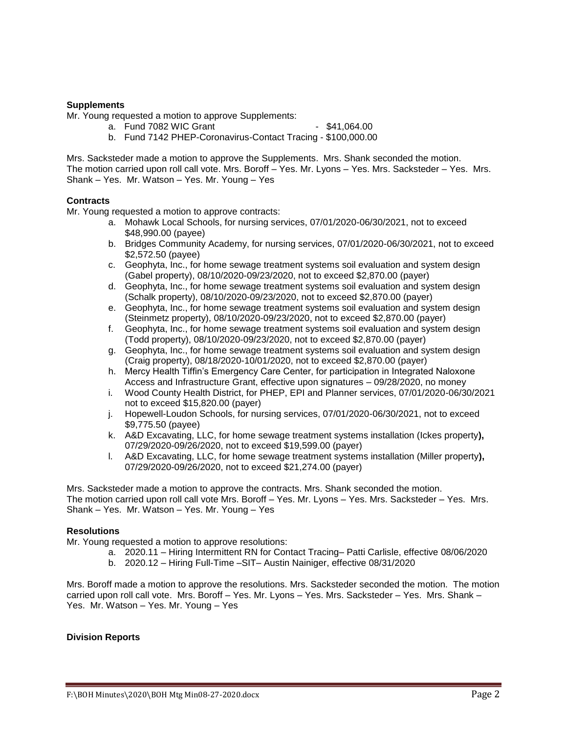**Supplements**

Mr. Young requested a motion to approve Supplements:

a. Fund 7082 WIC Grant - $41,064.00
b. Fund 7142 PHEP-Coronavirus-Contact Tracing - $100,000.00

Mrs. Sacksteder made a motion to approve the Supplements. Mrs. Shank seconded the motion. The motion carried upon roll call vote. Mrs. Boroff – Yes. Mr. Lyons – Yes. Mrs. Sacksteder – Yes. Mrs. Shank – Yes. Mr. Watson – Yes. Mr. Young – Yes

**Contracts**

Mr. Young requested a motion to approve contracts:

a. Mohawk Local Schools, for nursing services, 07/01/2020-06/30/2021, not to exceed $48,990.00 (payee)
b. Bridges Community Academy, for nursing services, 07/01/2020-06/30/2021, not to exceed $2,572.50 (payee)
c. Geophyta, Inc., for home sewage treatment systems soil evaluation and system design (Gabel property), 08/10/2020-09/23/2020, not to exceed $2,870.00 (payer)
d. Geophyta, Inc., for home sewage treatment systems soil evaluation and system design (Schalk property), 08/10/2020-09/23/2020, not to exceed $2,870.00 (payer)
e. Geophyta, Inc., for home sewage treatment systems soil evaluation and system design (Steinmetz property), 08/10/2020-09/23/2020, not to exceed $2,870.00 (payer)
f. Geophyta, Inc., for home sewage treatment systems soil evaluation and system design (Todd property), 08/10/2020-09/23/2020, not to exceed $2,870.00 (payer)
g. Geophyta, Inc., for home sewage treatment systems soil evaluation and system design (Craig property), 08/18/2020-10/01/2020, not to exceed $2,870.00 (payer)
h. Mercy Health Tiffin's Emergency Care Center, for participation in Integrated Naloxone Access and Infrastructure Grant, effective upon signatures – 09/28/2020, no money
i. Wood County Health District, for PHEP, EPI and Planner services, 07/01/2020-06/30/2021 not to exceed $15,820.00 (payer)
j. Hopewell-Loudon Schools, for nursing services, 07/01/2020-06/30/2021, not to exceed $9,775.50 (payee)
k. A&D Excavating, LLC, for home sewage treatment systems installation (Ickes property**),** 07/29/2020-09/26/2020, not to exceed $19,599.00 (payer)
l. A&D Excavating, LLC, for home sewage treatment systems installation (Miller property**),** 07/29/2020-09/26/2020, not to exceed $21,274.00 (payer)

Mrs. Sacksteder made a motion to approve the contracts. Mrs. Shank seconded the motion. The motion carried upon roll call vote Mrs. Boroff – Yes. Mr. Lyons – Yes. Mrs. Sacksteder – Yes. Mrs. Shank – Yes. Mr. Watson – Yes. Mr. Young – Yes

**Resolutions**

Mr. Young requested a motion to approve resolutions:

a. 2020.11 – Hiring Intermittent RN for Contact Tracing– Patti Carlisle, effective 08/06/2020
b. 2020.12 – Hiring Full-Time –SIT– Austin Nainiger, effective 08/31/2020

Mrs. Boroff made a motion to approve the resolutions. Mrs. Sacksteder seconded the motion. The motion carried upon roll call vote. Mrs. Boroff – Yes. Mr. Lyons – Yes. Mrs. Sacksteder – Yes. Mrs. Shank – Yes. Mr. Watson – Yes. Mr. Young – Yes

**Division Reports**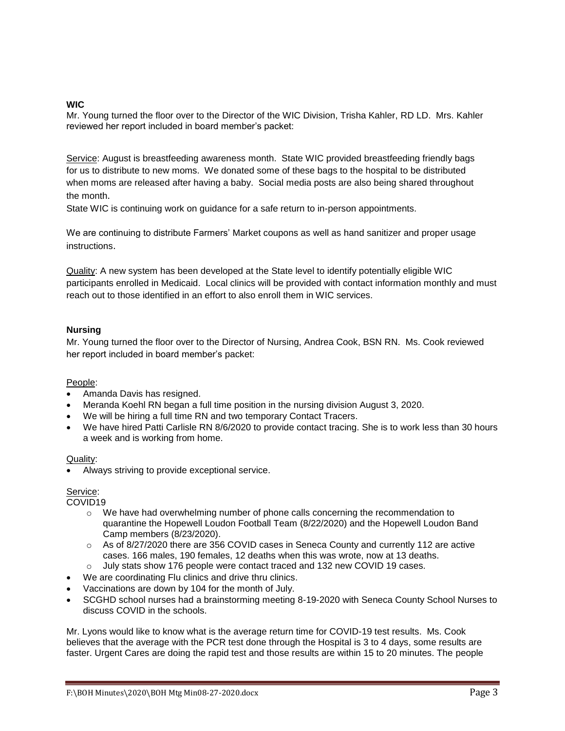**WIC**

Mr. Young turned the floor over to the Director of the WIC Division, Trisha Kahler, RD LD. Mrs. Kahler reviewed her report included in board member's packet:

Service: August is breastfeeding awareness month. State WIC provided breastfeeding friendly bags for us to distribute to new moms. We donated some of these bags to the hospital to be distributed when moms are released after having a baby. Social media posts are also being shared throughout the month.

State WIC is continuing work on guidance for a safe return to in-person appointments.

We are continuing to distribute Farmers' Market coupons as well as hand sanitizer and proper usage instructions.

Quality: A new system has been developed at the State level to identify potentially eligible WIC participants enrolled in Medicaid. Local clinics will be provided with contact information monthly and must reach out to those identified in an effort to also enroll them in WIC services.

**Nursing**

Mr. Young turned the floor over to the Director of Nursing, Andrea Cook, BSN RN. Ms. Cook reviewed her report included in board member's packet:

People:

- Amanda Davis has resigned.
- Meranda Koehl RN began a full time position in the nursing division August 3, 2020.
- We will be hiring a full time RN and two temporary Contact Tracers.
- We have hired Patti Carlisle RN 8/6/2020 to provide contact tracing. She is to work less than 30 hours a week and is working from home.

Quality:

- Always striving to provide exceptional service.

Service:

COVID19

- We have had overwhelming number of phone calls concerning the recommendation to quarantine the Hopewell Loudon Football Team (8/22/2020) and the Hopewell Loudon Band Camp members (8/23/2020).
- As of 8/27/2020 there are 356 COVID cases in Seneca County and currently 112 are active cases. 166 males, 190 females, 12 deaths when this was wrote, now at 13 deaths.
- July stats show 176 people were contact traced and 132 new COVID 19 cases.

- We are coordinating Flu clinics and drive thru clinics.
- Vaccinations are down by 104 for the month of July.
- SCGHD school nurses had a brainstorming meeting 8-19-2020 with Seneca County School Nurses to discuss COVID in the schools.

Mr. Lyons would like to know what is the average return time for COVID-19 test results. Ms. Cook believes that the average with the PCR test done through the Hospital is 3 to 4 days, some results are faster. Urgent Cares are doing the rapid test and those results are within 15 to 20 minutes. The people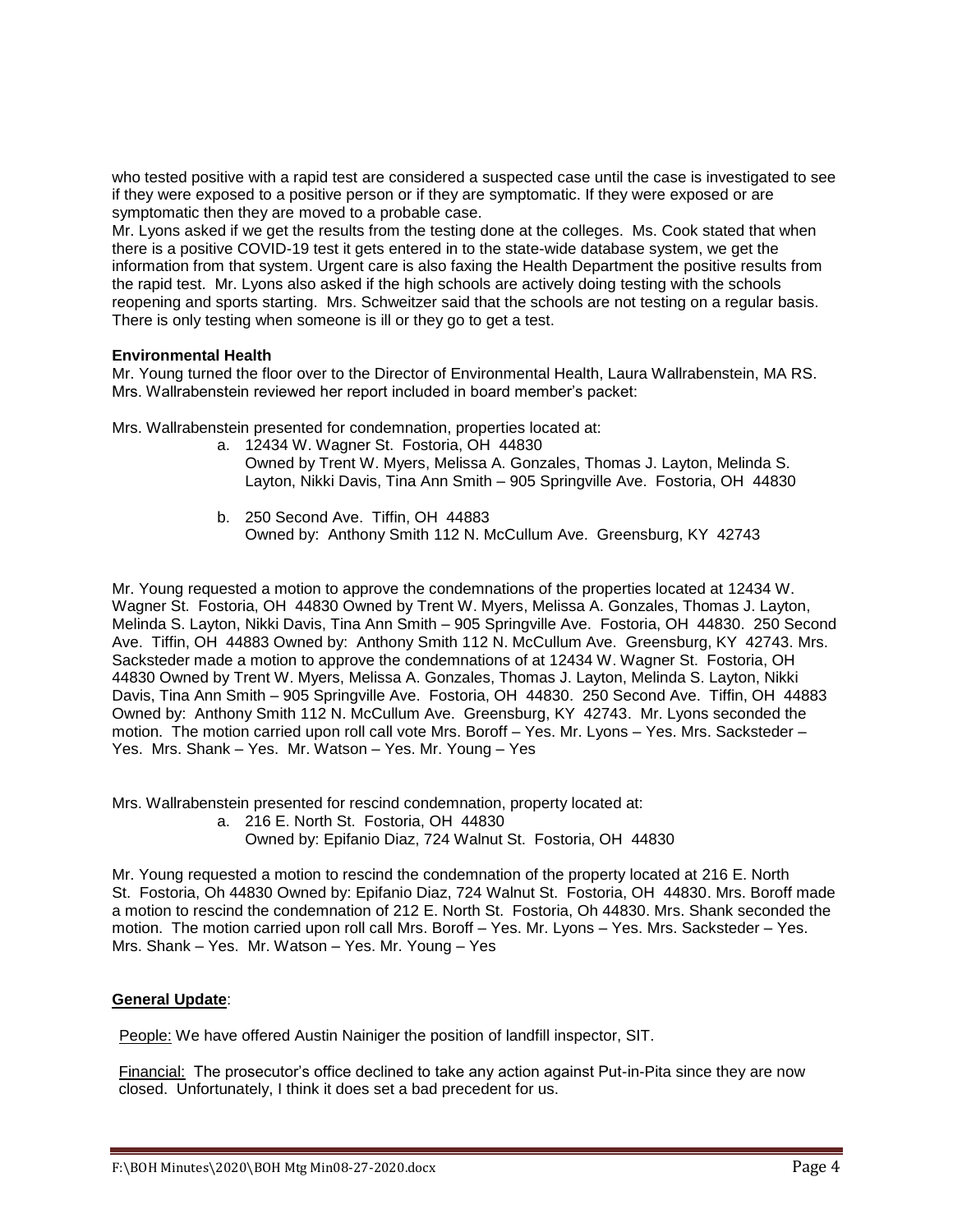who tested positive with a rapid test are considered a suspected case until the case is investigated to see if they were exposed to a positive person or if they are symptomatic. If they were exposed or are symptomatic then they are moved to a probable case.

Mr. Lyons asked if we get the results from the testing done at the colleges. Ms. Cook stated that when there is a positive COVID-19 test it gets entered in to the state-wide database system, we get the information from that system. Urgent care is also faxing the Health Department the positive results from the rapid test. Mr. Lyons also asked if the high schools are actively doing testing with the schools reopening and sports starting. Mrs. Schweitzer said that the schools are not testing on a regular basis. There is only testing when someone is ill or they go to get a test.

**Environmental Health**

Mr. Young turned the floor over to the Director of Environmental Health, Laura Wallrabenstein, MA RS. Mrs. Wallrabenstein reviewed her report included in board member's packet:

Mrs. Wallrabenstein presented for condemnation, properties located at:

a. 12434 W. Wagner St. Fostoria, OH 44830
   Owned by Trent W. Myers, Melissa A. Gonzales, Thomas J. Layton, Melinda S. Layton, Nikki Davis, Tina Ann Smith – 905 Springville Ave. Fostoria, OH 44830

b. 250 Second Ave. Tiffin, OH 44883
   Owned by: Anthony Smith 112 N. McCullum Ave. Greensburg, KY 42743

Mr. Young requested a motion to approve the condemnations of the properties located at 12434 W. Wagner St. Fostoria, OH 44830 Owned by Trent W. Myers, Melissa A. Gonzales, Thomas J. Layton, Melinda S. Layton, Nikki Davis, Tina Ann Smith – 905 Springville Ave. Fostoria, OH 44830. 250 Second Ave. Tiffin, OH 44883 Owned by: Anthony Smith 112 N. McCullum Ave. Greensburg, KY 42743. Mrs. Sacksteder made a motion to approve the condemnations of at 12434 W. Wagner St. Fostoria, OH 44830 Owned by Trent W. Myers, Melissa A. Gonzales, Thomas J. Layton, Melinda S. Layton, Nikki Davis, Tina Ann Smith – 905 Springville Ave. Fostoria, OH 44830. 250 Second Ave. Tiffin, OH 44883 Owned by: Anthony Smith 112 N. McCullum Ave. Greensburg, KY 42743. Mr. Lyons seconded the motion. The motion carried upon roll call vote Mrs. Boroff – Yes. Mr. Lyons – Yes. Mrs. Sacksteder – Yes. Mrs. Shank – Yes. Mr. Watson – Yes. Mr. Young – Yes

Mrs. Wallrabenstein presented for rescind condemnation, property located at:

a. 216 E. North St. Fostoria, OH 44830
   Owned by: Epifanio Diaz, 724 Walnut St. Fostoria, OH 44830

Mr. Young requested a motion to rescind the condemnation of the property located at 216 E. North St. Fostoria, Oh 44830 Owned by: Epifanio Diaz, 724 Walnut St. Fostoria, OH 44830. Mrs. Boroff made a motion to rescind the condemnation of 212 E. North St. Fostoria, Oh 44830. Mrs. Shank seconded the motion. The motion carried upon roll call Mrs. Boroff – Yes. Mr. Lyons – Yes. Mrs. Sacksteder – Yes. Mrs. Shank – Yes. Mr. Watson – Yes. Mr. Young – Yes

**General Update**:

People: We have offered Austin Nainiger the position of landfill inspector, SIT.

Financial: The prosecutor's office declined to take any action against Put-in-Pita since they are now closed. Unfortunately, I think it does set a bad precedent for us.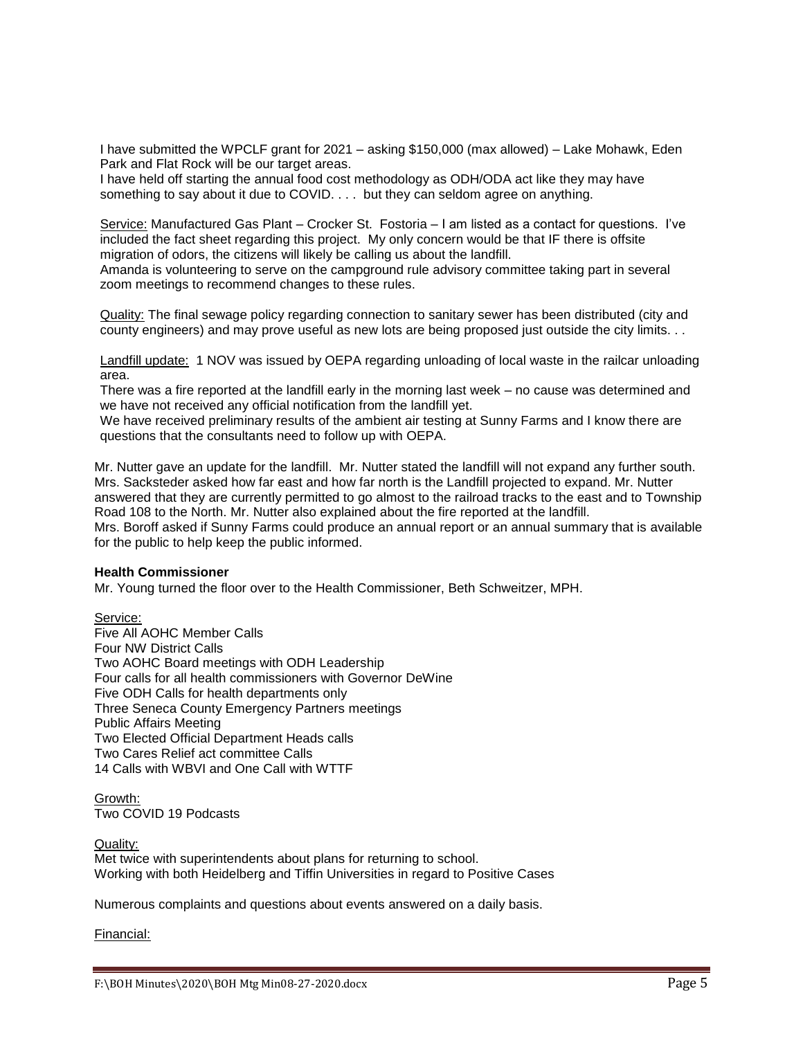I have submitted the WPCLF grant for 2021 – asking $150,000 (max allowed) – Lake Mohawk, Eden Park and Flat Rock will be our target areas.
I have held off starting the annual food cost methodology as ODH/ODA act like they may have something to say about it due to COVID. . . . but they can seldom agree on anything.

Service: Manufactured Gas Plant – Crocker St. Fostoria – I am listed as a contact for questions. I've included the fact sheet regarding this project. My only concern would be that IF there is offsite migration of odors, the citizens will likely be calling us about the landfill.
Amanda is volunteering to serve on the campground rule advisory committee taking part in several zoom meetings to recommend changes to these rules.

Quality: The final sewage policy regarding connection to sanitary sewer has been distributed (city and county engineers) and may prove useful as new lots are being proposed just outside the city limits. . .

Landfill update: 1 NOV was issued by OEPA regarding unloading of local waste in the railcar unloading area.
There was a fire reported at the landfill early in the morning last week – no cause was determined and we have not received any official notification from the landfill yet.
We have received preliminary results of the ambient air testing at Sunny Farms and I know there are questions that the consultants need to follow up with OEPA.

Mr. Nutter gave an update for the landfill. Mr. Nutter stated the landfill will not expand any further south. Mrs. Sacksteder asked how far east and how far north is the Landfill projected to expand. Mr. Nutter answered that they are currently permitted to go almost to the railroad tracks to the east and to Township Road 108 to the North. Mr. Nutter also explained about the fire reported at the landfill.
Mrs. Boroff asked if Sunny Farms could produce an annual report or an annual summary that is available for the public to help keep the public informed.

**Health Commissioner**

Mr. Young turned the floor over to the Health Commissioner, Beth Schweitzer, MPH.

Service:
Five All AOHC Member Calls
Four NW District Calls
Two AOHC Board meetings with ODH Leadership
Four calls for all health commissioners with Governor DeWine
Five ODH Calls for health departments only
Three Seneca County Emergency Partners meetings
Public Affairs Meeting
Two Elected Official Department Heads calls
Two Cares Relief act committee Calls
14 Calls with WBVI and One Call with WTTF

Growth:
Two COVID 19 Podcasts

Quality:
Met twice with superintendents about plans for returning to school.
Working with both Heidelberg and Tiffin Universities in regard to Positive Cases

Numerous complaints and questions about events answered on a daily basis.

Financial: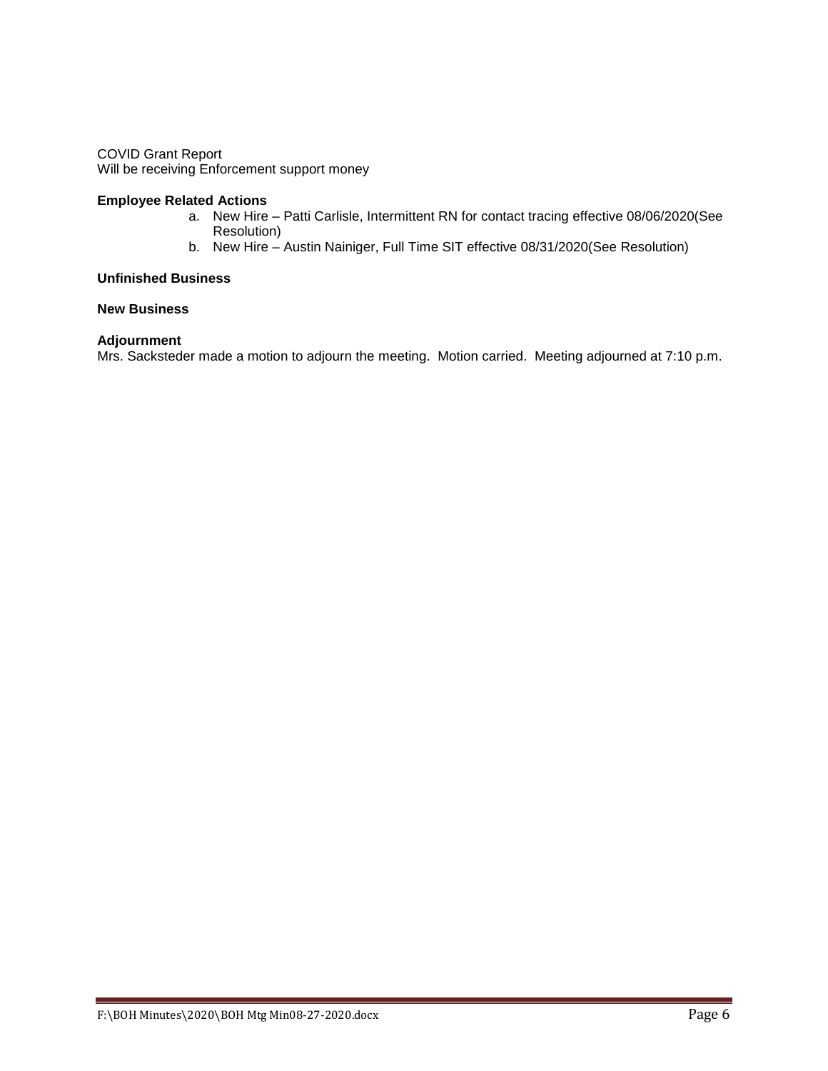COVID Grant Report
Will be receiving Enforcement support money

**Employee Related Actions**

a. New Hire – Patti Carlisle, Intermittent RN for contact tracing effective 08/06/2020(See Resolution)
b. New Hire – Austin Nainiger, Full Time SIT effective 08/31/2020(See Resolution)

**Unfinished Business**

**New Business**

**Adjournment**
Mrs. Sacksteder made a motion to adjourn the meeting. Motion carried. Meeting adjourned at 7:10 p.m.